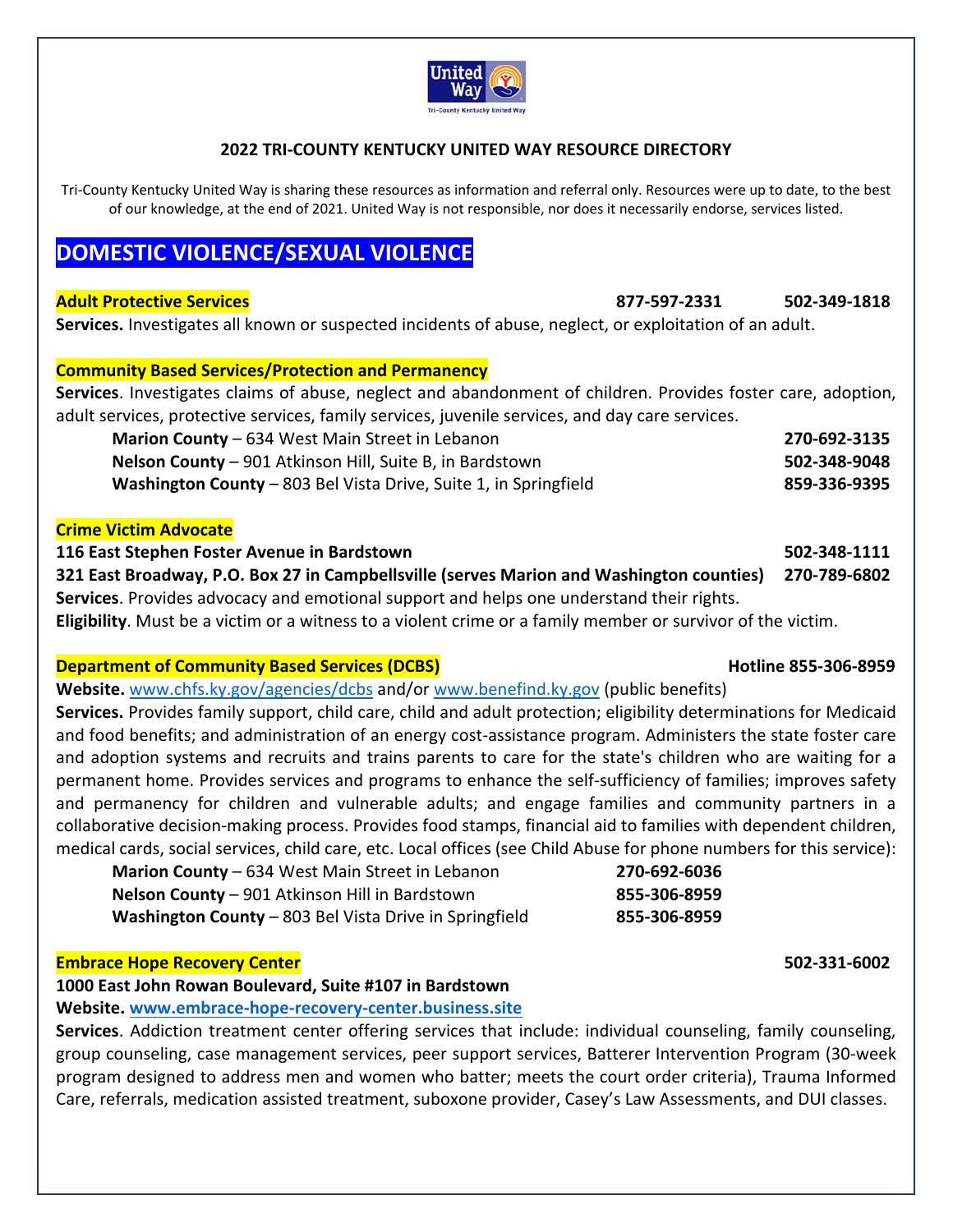**2022 TRI-COUNTY KENTUCKY UNITED WAY RESOURCE DIRECTORY**

Tri-County Kentucky United Way is sharing these resources as information and referral only. Resources were up to date, to the best of our knowledge, at the end of 2021. United Way is not responsible, nor does it necessarily endorse, services listed.

# DOMESTIC VIOLENCE/SEXUAL VIOLENCE

**Adult Protective Services** **877-597-2331** **502-349-1818**

**Services.** Investigates all known or suspected incidents of abuse, neglect, or exploitation of an adult.

**Community Based Services/Protection and Permanency**

**Services**. Investigates claims of abuse, neglect and abandonment of children. Provides foster care, adoption, adult services, protective services, family services, juvenile services, and day care services.

- **Marion County** – 634 West Main Street in Lebanon **270-692-3135**
- **Nelson County** – 901 Atkinson Hill, Suite B, in Bardstown **502-348-9048**
- **Washington County** – 803 Bel Vista Drive, Suite 1, in Springfield **859-336-9395**

**Crime Victim Advocate**

**116 East Stephen Foster Avenue in Bardstown** **502-348-1111**

**321 East Broadway, P.O. Box 27 in Campbellsville (serves Marion and Washington counties)** **270-789-6802**

**Services**. Provides advocacy and emotional support and helps one understand their rights.

**Eligibility**. Must be a victim or a witness to a violent crime or a family member or survivor of the victim.

**Department of Community Based Services (DCBS)** **Hotline 855-306-8959**

**Website.** www.chfs.ky.gov/agencies/dcbs and/or www.benefind.ky.gov (public benefits)

**Services.** Provides family support, child care, child and adult protection; eligibility determinations for Medicaid and food benefits; and administration of an energy cost-assistance program. Administers the state foster care and adoption systems and recruits and trains parents to care for the state's children who are waiting for a permanent home. Provides services and programs to enhance the self-sufficiency of families; improves safety and permanency for children and vulnerable adults; and engage families and community partners in a collaborative decision-making process. Provides food stamps, financial aid to families with dependent children, medical cards, social services, child care, etc. Local offices (see Child Abuse for phone numbers for this service):

- **Marion County** – 634 West Main Street in Lebanon **270-692-6036**
- **Nelson County** – 901 Atkinson Hill in Bardstown **855-306-8959**
- **Washington County** – 803 Bel Vista Drive in Springfield **855-306-8959**

**Embrace Hope Recovery Center** **502-331-6002**

**1000 East John Rowan Boulevard, Suite #107 in Bardstown**

**Website. www.embrace-hope-recovery-center.business.site**

**Services**. Addiction treatment center offering services that include: individual counseling, family counseling, group counseling, case management services, peer support services, Batterer Intervention Program (30-week program designed to address men and women who batter; meets the court order criteria), Trauma Informed Care, referrals, medication assisted treatment, suboxone provider, Casey's Law Assessments, and DUI classes.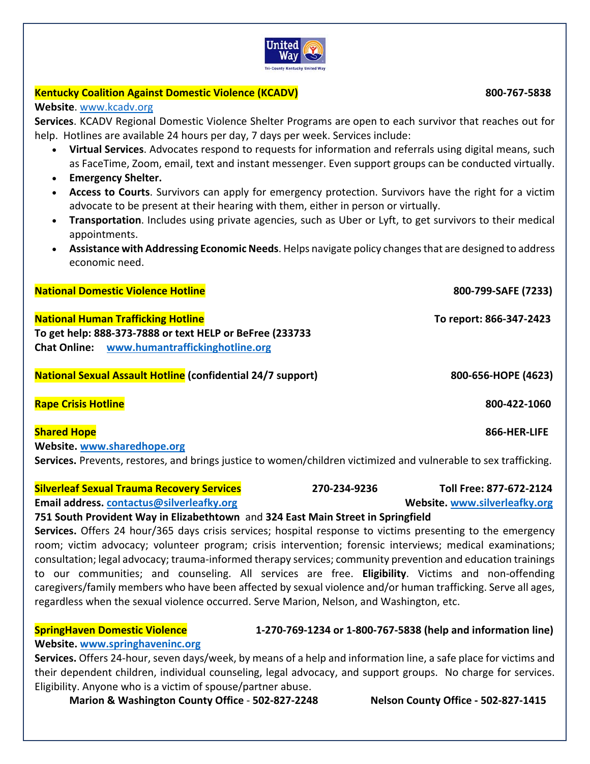**Kentucky Coalition Against Domestic Violence (KCADV)** **800-767-5838**

**Website**. www.kcadv.org

**Services**. KCADV Regional Domestic Violence Shelter Programs are open to each survivor that reaches out for help. Hotlines are available 24 hours per day, 7 days per week. Services include:

- **Virtual Services**. Advocates respond to requests for information and referrals using digital means, such as FaceTime, Zoom, email, text and instant messenger. Even support groups can be conducted virtually.
- **Emergency Shelter.**
- **Access to Courts**. Survivors can apply for emergency protection. Survivors have the right for a victim advocate to be present at their hearing with them, either in person or virtually.
- **Transportation**. Includes using private agencies, such as Uber or Lyft, to get survivors to their medical appointments.
- **Assistance with Addressing Economic Needs**. Helps navigate policy changes that are designed to address economic need.

**National Domestic Violence Hotline** **800-799-SAFE (7233)**

**National Human Trafficking Hotline** **To report: 866-347-2423**

**To get help: 888-373-7888 or text HELP or BeFree (233733**

**Chat Online:** www.humantraffickinghotline.org

**National Sexual Assault Hotline (confidential 24/7 support)** **800-656-HOPE (4623)**

**Rape Crisis Hotline** **800-422-1060**

**Shared Hope** **866-HER-LIFE**

**Website.** www.sharedhope.org

**Services.** Prevents, restores, and brings justice to women/children victimized and vulnerable to sex trafficking.

**Silverleaf Sexual Trauma Recovery Services** **270-234-9236** **Toll Free: 877-672-2124**

**Email address.** contactus@silverleafky.org **Website.** www.silverleafky.org

**751 South Provident Way in Elizabethtown** and **324 East Main Street in Springfield**

**Services.** Offers 24 hour/365 days crisis services; hospital response to victims presenting to the emergency room; victim advocacy; volunteer program; crisis intervention; forensic interviews; medical examinations; consultation; legal advocacy; trauma-informed therapy services; community prevention and education trainings to our communities; and counseling. All services are free. **Eligibility**. Victims and non-offending caregivers/family members who have been affected by sexual violence and/or human trafficking. Serve all ages, regardless when the sexual violence occurred. Serve Marion, Nelson, and Washington, etc.

**SpringHaven Domestic Violence** **1-270-769-1234 or 1-800-767-5838 (help and information line)**

**Website.** www.springhaveninc.org

**Services.** Offers 24-hour, seven days/week, by means of a help and information line, a safe place for victims and their dependent children, individual counseling, legal advocacy, and support groups. No charge for services. Eligibility. Anyone who is a victim of spouse/partner abuse.

**Marion & Washington County Office - 502-827-2248** **Nelson County Office - 502-827-1415**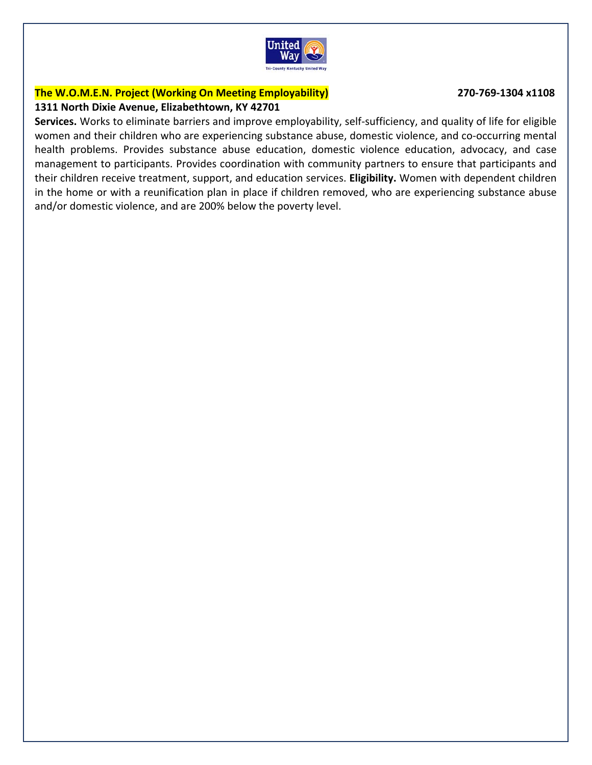**The W.O.M.E.N. Project (Working On Meeting Employability)** **270-769-1304 x1108**

**1311 North Dixie Avenue, Elizabethtown, KY 42701**

**Services.** Works to eliminate barriers and improve employability, self-sufficiency, and quality of life for eligible women and their children who are experiencing substance abuse, domestic violence, and co-occurring mental health problems. Provides substance abuse education, domestic violence education, advocacy, and case management to participants. Provides coordination with community partners to ensure that participants and their children receive treatment, support, and education services. **Eligibility.** Women with dependent children in the home or with a reunification plan in place if children removed, who are experiencing substance abuse and/or domestic violence, and are 200% below the poverty level.